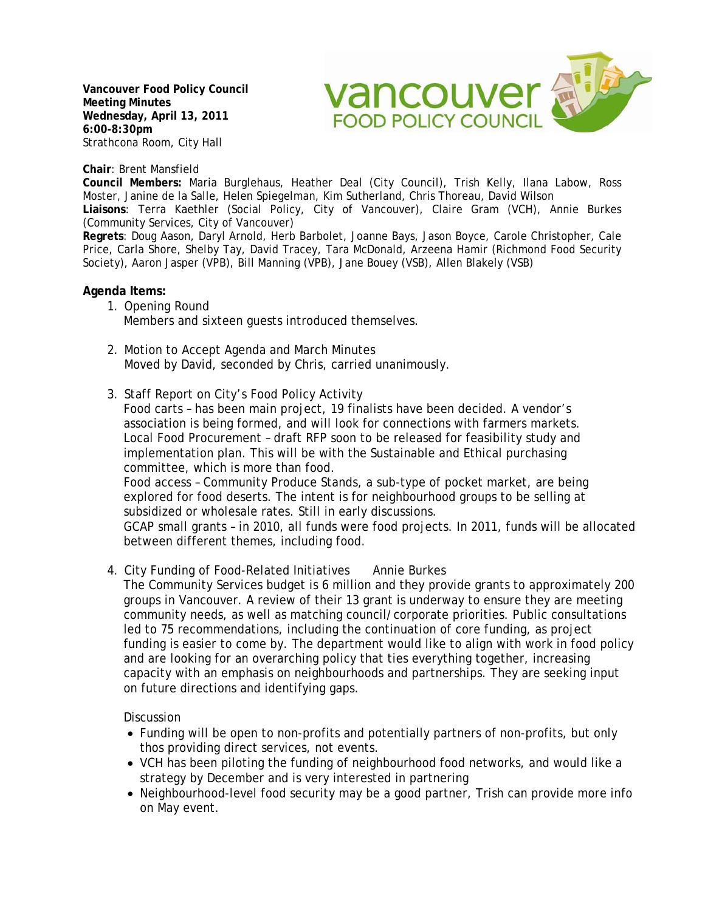**Vancouver Food Policy Council**
**Meeting Minutes**
**Wednesday, April 13, 2011**
**6:00-8:30pm**
Strathcona Room, City Hall

**Chair**: Brent Mansfield
**Council Members:** Maria Burglehaus, Heather Deal (City Council), Trish Kelly, Ilana Labow, Ross Moster, Janine de la Salle, Helen Spiegelman, Kim Sutherland, Chris Thoreau, David Wilson
**Liaisons**: Terra Kaethler (Social Policy, City of Vancouver), Claire Gram (VCH), Annie Burkes (Community Services, City of Vancouver)
**Regrets**: Doug Aason, Daryl Arnold, Herb Barbolet, Joanne Bays, Jason Boyce, Carole Christopher, Cale Price, Carla Shore, Shelby Tay, David Tracey, Tara McDonald, Arzeena Hamir (Richmond Food Security Society), Aaron Jasper (VPB), Bill Manning (VPB), Jane Bouey (VSB), Allen Blakely (VSB)

## Agenda Items:

1. Opening Round
   Members and sixteen guests introduced themselves.

2. Motion to Accept Agenda and March Minutes
   Moved by David, seconded by Chris, carried unanimously.

3. Staff Report on City's Food Policy Activity
   Food carts – has been main project, 19 finalists have been decided. A vendor's association is being formed, and will look for connections with farmers markets.
   Local Food Procurement – draft RFP soon to be released for feasibility study and implementation plan. This will be with the Sustainable and Ethical purchasing committee, which is more than food.
   Food access – Community Produce Stands, a sub-type of pocket market, are being explored for food deserts. The intent is for neighbourhood groups to be selling at subsidized or wholesale rates. Still in early discussions.
   GCAP small grants – in 2010, all funds were food projects. In 2011, funds will be allocated between different themes, including food.

4. City Funding of Food-Related Initiatives  Annie Burkes
   The Community Services budget is 6 million and they provide grants to approximately 200 groups in Vancouver. A review of their 13 grant is underway to ensure they are meeting community needs, as well as matching council/corporate priorities. Public consultations led to 75 recommendations, including the continuation of core funding, as project funding is easier to come by. The department would like to align with work in food policy and are looking for an overarching policy that ties everything together, increasing capacity with an emphasis on neighbourhoods and partnerships. They are seeking input on future directions and identifying gaps.

   Discussion
   - Funding will be open to non-profits and potentially partners of non-profits, but only thos providing direct services, not events.
   - VCH has been piloting the funding of neighbourhood food networks, and would like a strategy by December and is very interested in partnering
   - Neighbourhood-level food security may be a good partner, Trish can provide more info on May event.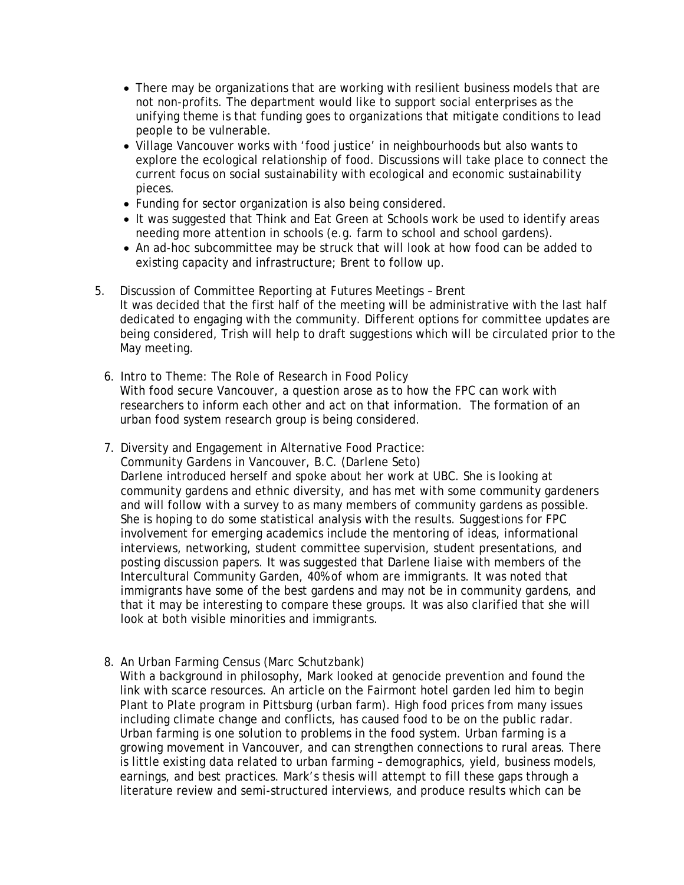- There may be organizations that are working with resilient business models that are not non-profits. The department would like to support social enterprises as the unifying theme is that funding goes to organizations that mitigate conditions to lead people to be vulnerable.
- Village Vancouver works with 'food justice' in neighbourhoods but also wants to explore the ecological relationship of food. Discussions will take place to connect the current focus on social sustainability with ecological and economic sustainability pieces.
- Funding for sector organization is also being considered.
- It was suggested that Think and Eat Green at Schools work be used to identify areas needing more attention in schools (e.g. farm to school and school gardens).
- An ad-hoc subcommittee may be struck that will look at how food can be added to existing capacity and infrastructure; Brent to follow up.

5. Discussion of Committee Reporting at Futures Meetings – Brent
   It was decided that the first half of the meeting will be administrative with the last half dedicated to engaging with the community. Different options for committee updates are being considered, Trish will help to draft suggestions which will be circulated prior to the May meeting.

6. Intro to Theme: The Role of Research in Food Policy
   With food secure Vancouver, a question arose as to how the FPC can work with researchers to inform each other and act on that information. The formation of an urban food system research group is being considered.

7. Diversity and Engagement in Alternative Food Practice:
   Community Gardens in Vancouver, B.C. (Darlene Seto)
   Darlene introduced herself and spoke about her work at UBC. She is looking at community gardens and ethnic diversity, and has met with some community gardeners and will follow with a survey to as many members of community gardens as possible. She is hoping to do some statistical analysis with the results. Suggestions for FPC involvement for emerging academics include the mentoring of ideas, informational interviews, networking, student committee supervision, student presentations, and posting discussion papers. It was suggested that Darlene liaise with members of the Intercultural Community Garden, 40% of whom are immigrants. It was noted that immigrants have some of the best gardens and may not be in community gardens, and that it may be interesting to compare these groups. It was also clarified that she will look at both visible minorities and immigrants.

8. An Urban Farming Census (Marc Schutzbank)
   With a background in philosophy, Mark looked at genocide prevention and found the link with scarce resources. An article on the Fairmont hotel garden led him to begin Plant to Plate program in Pittsburg (urban farm). High food prices from many issues including climate change and conflicts, has caused food to be on the public radar. Urban farming is one solution to problems in the food system. Urban farming is a growing movement in Vancouver, and can strengthen connections to rural areas. There is little existing data related to urban farming – demographics, yield, business models, earnings, and best practices. Mark's thesis will attempt to fill these gaps through a literature review and semi-structured interviews, and produce results which can be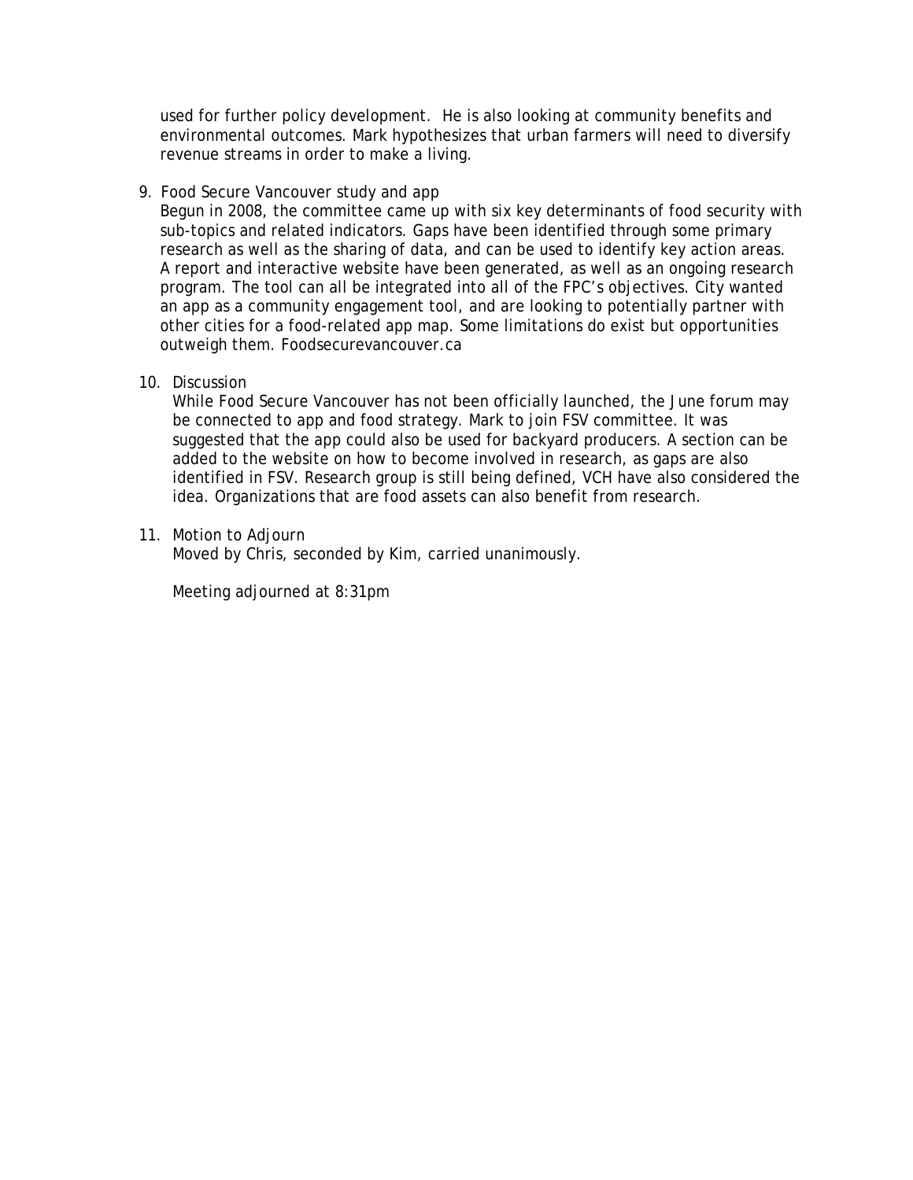used for further policy development. He is also looking at community benefits and environmental outcomes. Mark hypothesizes that urban farmers will need to diversify revenue streams in order to make a living.

9. Food Secure Vancouver study and app
   Begun in 2008, the committee came up with six key determinants of food security with sub-topics and related indicators. Gaps have been identified through some primary research as well as the sharing of data, and can be used to identify key action areas. A report and interactive website have been generated, as well as an ongoing research program. The tool can all be integrated into all of the FPC's objectives. City wanted an app as a community engagement tool, and are looking to potentially partner with other cities for a food-related app map. Some limitations do exist but opportunities outweigh them. Foodsecurevancouver.ca

10. Discussion
    While Food Secure Vancouver has not been officially launched, the June forum may be connected to app and food strategy. Mark to join FSV committee. It was suggested that the app could also be used for backyard producers. A section can be added to the website on how to become involved in research, as gaps are also identified in FSV. Research group is still being defined, VCH have also considered the idea. Organizations that are food assets can also benefit from research.

11. Motion to Adjourn
    Moved by Chris, seconded by Kim, carried unanimously.

    Meeting adjourned at 8:31pm